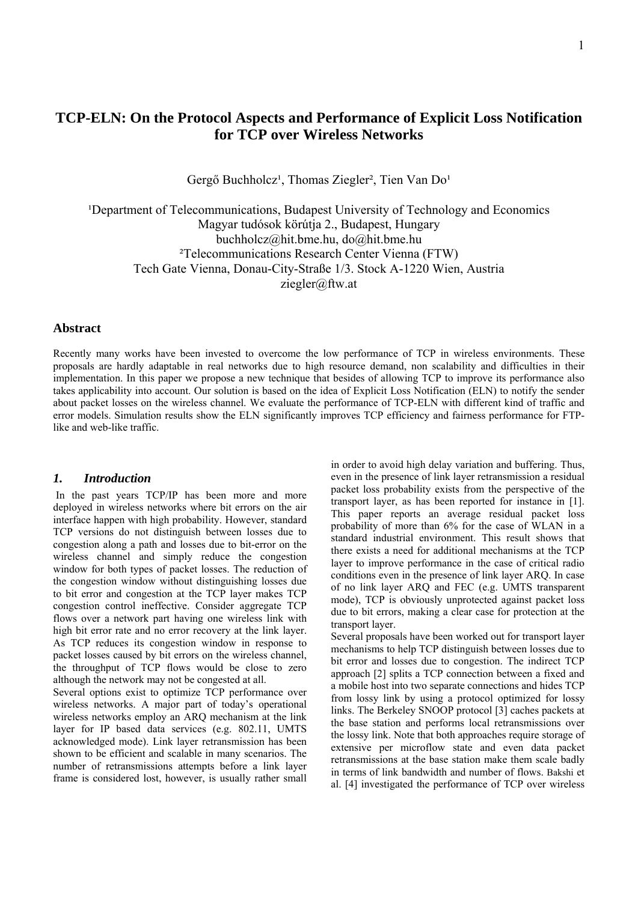# TCP-ELN: On the Protocol Aspects and Performance of Explicit Loss Notification for TCP over Wireless Networks

Gergő Buchholcz[1], Thomas Ziegler[2], Tien Van Do[1]

[1]Department of Telecommunications, Budapest University of Technology and Economics
Magyar tudósok körútja 2., Budapest, Hungary
buchholcz@hit.bme.hu, do@hit.bme.hu
[2]Telecommunications Research Center Vienna (FTW)
Tech Gate Vienna, Donau-City-Straße 1/3. Stock A-1220 Wien, Austria
ziegler@ftw.at

## Abstract

Recently many works have been invested to overcome the low performance of TCP in wireless environments. These proposals are hardly adaptable in real networks due to high resource demand, non scalability and difficulties in their implementation. In this paper we propose a new technique that besides of allowing TCP to improve its performance also takes applicability into account. Our solution is based on the idea of Explicit Loss Notification (ELN) to notify the sender about packet losses on the wireless channel. We evaluate the performance of TCP-ELN with different kind of traffic and error models. Simulation results show the ELN significantly improves TCP efficiency and fairness performance for FTP-like and web-like traffic.

## *1. Introduction*

In the past years TCP/IP has been more and more deployed in wireless networks where bit errors on the air interface happen with high probability. However, standard TCP versions do not distinguish between losses due to congestion along a path and losses due to bit-error on the wireless channel and simply reduce the congestion window for both types of packet losses. The reduction of the congestion window without distinguishing losses due to bit error and congestion at the TCP layer makes TCP congestion control ineffective. Consider aggregate TCP flows over a network part having one wireless link with high bit error rate and no error recovery at the link layer. As TCP reduces its congestion window in response to packet losses caused by bit errors on the wireless channel, the throughput of TCP flows would be close to zero although the network may not be congested at all.

Several options exist to optimize TCP performance over wireless networks. A major part of today's operational wireless networks employ an ARQ mechanism at the link layer for IP based data services (e.g. 802.11, UMTS acknowledged mode). Link layer retransmission has been shown to be efficient and scalable in many scenarios. The number of retransmissions attempts before a link layer frame is considered lost, however, is usually rather small in order to avoid high delay variation and buffering. Thus, even in the presence of link layer retransmission a residual packet loss probability exists from the perspective of the transport layer, as has been reported for instance in [1]. This paper reports an average residual packet loss probability of more than 6% for the case of WLAN in a standard industrial environment. This result shows that there exists a need for additional mechanisms at the TCP layer to improve performance in the case of critical radio conditions even in the presence of link layer ARQ. In case of no link layer ARQ and FEC (e.g. UMTS transparent mode), TCP is obviously unprotected against packet loss due to bit errors, making a clear case for protection at the transport layer.

Several proposals have been worked out for transport layer mechanisms to help TCP distinguish between losses due to bit error and losses due to congestion. The indirect TCP approach [2] splits a TCP connection between a fixed and a mobile host into two separate connections and hides TCP from lossy link by using a protocol optimized for lossy links. The Berkeley SNOOP protocol [3] caches packets at the base station and performs local retransmissions over the lossy link. Note that both approaches require storage of extensive per microflow state and even data packet retransmissions at the base station make them scale badly in terms of link bandwidth and number of flows. Bakshi et al. [4] investigated the performance of TCP over wireless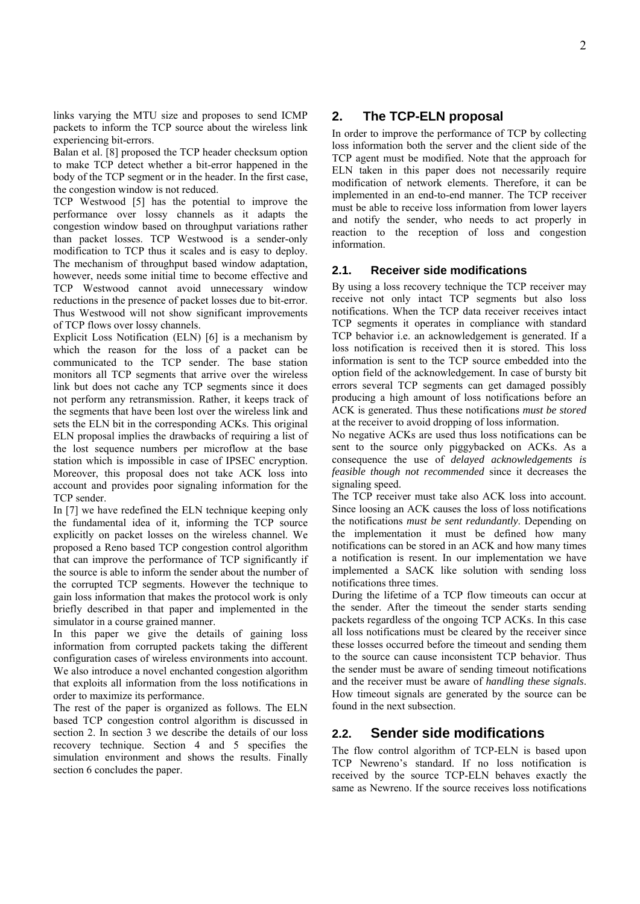links varying the MTU size and proposes to send ICMP packets to inform the TCP source about the wireless link experiencing bit-errors.

Balan et al. [8] proposed the TCP header checksum option to make TCP detect whether a bit-error happened in the body of the TCP segment or in the header. In the first case, the congestion window is not reduced.

TCP Westwood [5] has the potential to improve the performance over lossy channels as it adapts the congestion window based on throughput variations rather than packet losses. TCP Westwood is a sender-only modification to TCP thus it scales and is easy to deploy. The mechanism of throughput based window adaptation, however, needs some initial time to become effective and TCP Westwood cannot avoid unnecessary window reductions in the presence of packet losses due to bit-error. Thus Westwood will not show significant improvements of TCP flows over lossy channels.

Explicit Loss Notification (ELN) [6] is a mechanism by which the reason for the loss of a packet can be communicated to the TCP sender. The base station monitors all TCP segments that arrive over the wireless link but does not cache any TCP segments since it does not perform any retransmission. Rather, it keeps track of the segments that have been lost over the wireless link and sets the ELN bit in the corresponding ACKs. This original ELN proposal implies the drawbacks of requiring a list of the lost sequence numbers per microflow at the base station which is impossible in case of IPSEC encryption. Moreover, this proposal does not take ACK loss into account and provides poor signaling information for the TCP sender.

In [7] we have redefined the ELN technique keeping only the fundamental idea of it, informing the TCP source explicitly on packet losses on the wireless channel. We proposed a Reno based TCP congestion control algorithm that can improve the performance of TCP significantly if the source is able to inform the sender about the number of the corrupted TCP segments. However the technique to gain loss information that makes the protocol work is only briefly described in that paper and implemented in the simulator in a course grained manner.

In this paper we give the details of gaining loss information from corrupted packets taking the different configuration cases of wireless environments into account. We also introduce a novel enchanted congestion algorithm that exploits all information from the loss notifications in order to maximize its performance.

The rest of the paper is organized as follows. The ELN based TCP congestion control algorithm is discussed in section 2. In section 3 we describe the details of our loss recovery technique. Section 4 and 5 specifies the simulation environment and shows the results. Finally section 6 concludes the paper.

## 2. The TCP-ELN proposal

In order to improve the performance of TCP by collecting loss information both the server and the client side of the TCP agent must be modified. Note that the approach for ELN taken in this paper does not necessarily require modification of network elements. Therefore, it can be implemented in an end-to-end manner. The TCP receiver must be able to receive loss information from lower layers and notify the sender, who needs to act properly in reaction to the reception of loss and congestion information.

### 2.1. Receiver side modifications

By using a loss recovery technique the TCP receiver may receive not only intact TCP segments but also loss notifications. When the TCP data receiver receives intact TCP segments it operates in compliance with standard TCP behavior i.e. an acknowledgement is generated. If a loss notification is received then it is stored. This loss information is sent to the TCP source embedded into the option field of the acknowledgement. In case of bursty bit errors several TCP segments can get damaged possibly producing a high amount of loss notifications before an ACK is generated. Thus these notifications *must be stored* at the receiver to avoid dropping of loss information.

No negative ACKs are used thus loss notifications can be sent to the source only piggybacked on ACKs. As a consequence the use of *delayed acknowledgements is feasible though not recommended* since it decreases the signaling speed.

The TCP receiver must take also ACK loss into account. Since loosing an ACK causes the loss of loss notifications the notifications *must be sent redundantly*. Depending on the implementation it must be defined how many notifications can be stored in an ACK and how many times a notification is resent. In our implementation we have implemented a SACK like solution with sending loss notifications three times.

During the lifetime of a TCP flow timeouts can occur at the sender. After the timeout the sender starts sending packets regardless of the ongoing TCP ACKs. In this case all loss notifications must be cleared by the receiver since these losses occurred before the timeout and sending them to the source can cause inconsistent TCP behavior. Thus the sender must be aware of sending timeout notifications and the receiver must be aware of *handling these signals*. How timeout signals are generated by the source can be found in the next subsection.

### 2.2. Sender side modifications

The flow control algorithm of TCP-ELN is based upon TCP Newreno's standard. If no loss notification is received by the source TCP-ELN behaves exactly the same as Newreno. If the source receives loss notifications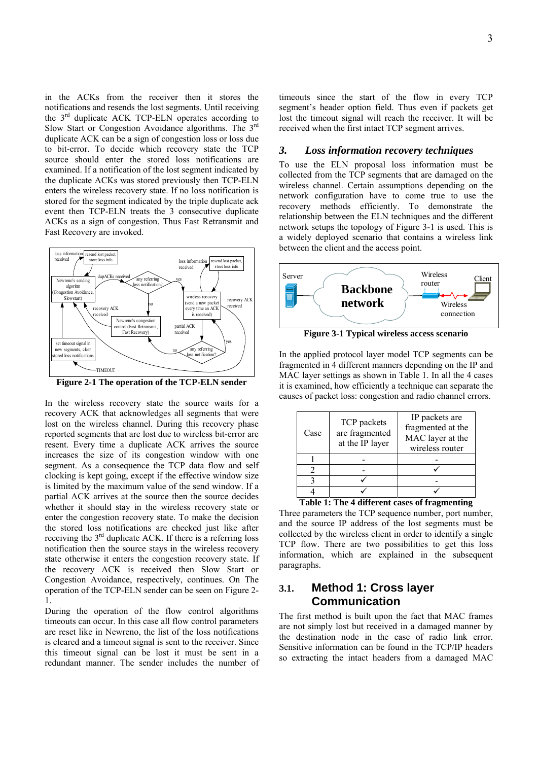in the ACKs from the receiver then it stores the notifications and resends the lost segments. Until receiving the 3rd duplicate ACK TCP-ELN operates according to Slow Start or Congestion Avoidance algorithms. The 3rd duplicate ACK can be a sign of congestion loss or loss due to bit-error. To decide which recovery state the TCP source should enter the stored loss notifications are examined. If a notification of the lost segment indicated by the duplicate ACKs was stored previously then TCP-ELN enters the wireless recovery state. If no loss notification is stored for the segment indicated by the triple duplicate ack event then TCP-ELN treats the 3 consecutive duplicate ACKs as a sign of congestion. Thus Fast Retransmit and Fast Recovery are invoked.

**Figure 2-1 The operation of the TCP-ELN sender**

In the wireless recovery state the source waits for a recovery ACK that acknowledges all segments that were lost on the wireless channel. During this recovery phase reported segments that are lost due to wireless bit-error are resent. Every time a duplicate ACK arrives the source increases the size of its congestion window with one segment. As a consequence the TCP data flow and self clocking is kept going, except if the effective window size is limited by the maximum value of the send window. If a partial ACK arrives at the source then the source decides whether it should stay in the wireless recovery state or enter the congestion recovery state. To make the decision the stored loss notifications are checked just like after receiving the 3rd duplicate ACK. If there is a referring loss notification then the source stays in the wireless recovery state otherwise it enters the congestion recovery state. If the recovery ACK is received then Slow Start or Congestion Avoidance, respectively, continues. On The operation of the TCP-ELN sender can be seen on Figure 2-1.

During the operation of the flow control algorithms timeouts can occur. In this case all flow control parameters are reset like in Newreno, the list of the loss notifications is cleared and a timeout signal is sent to the receiver. Since this timeout signal can be lost it must be sent in a redundant manner. The sender includes the number of timeouts since the start of the flow in every TCP segment's header option field. Thus even if packets get lost the timeout signal will reach the receiver. It will be received when the first intact TCP segment arrives.

## *3. Loss information recovery techniques*

To use the ELN proposal loss information must be collected from the TCP segments that are damaged on the wireless channel. Certain assumptions depending on the network configuration have to come true to use the recovery methods efficiently. To demonstrate the relationship between the ELN techniques and the different network setups the topology of Figure 3-1 is used. This is a widely deployed scenario that contains a wireless link between the client and the access point.

**Figure 3-1 Typical wireless access scenario**

In the applied protocol layer model TCP segments can be fragmented in 4 different manners depending on the IP and MAC layer settings as shown in Table 1. In all the 4 cases it is examined, how efficiently a technique can separate the causes of packet loss: congestion and radio channel errors.

| Case | TCP packets are fragmented at the IP layer | IP packets are fragmented at the MAC layer at the wireless router |
|---|---|---|
| 1 | - | - |
| 2 | - | ✓ |
| 3 | ✓ | - |
| 4 | ✓ | ✓ |

**Table 1: The 4 different cases of fragmenting**

Three parameters the TCP sequence number, port number, and the source IP address of the lost segments must be collected by the wireless client in order to identify a single TCP flow. There are two possibilities to get this loss information, which are explained in the subsequent paragraphs.

### 3.1. Method 1: Cross layer Communication

The first method is built upon the fact that MAC frames are not simply lost but received in a damaged manner by the destination node in the case of radio link error. Sensitive information can be found in the TCP/IP headers so extracting the intact headers from a damaged MAC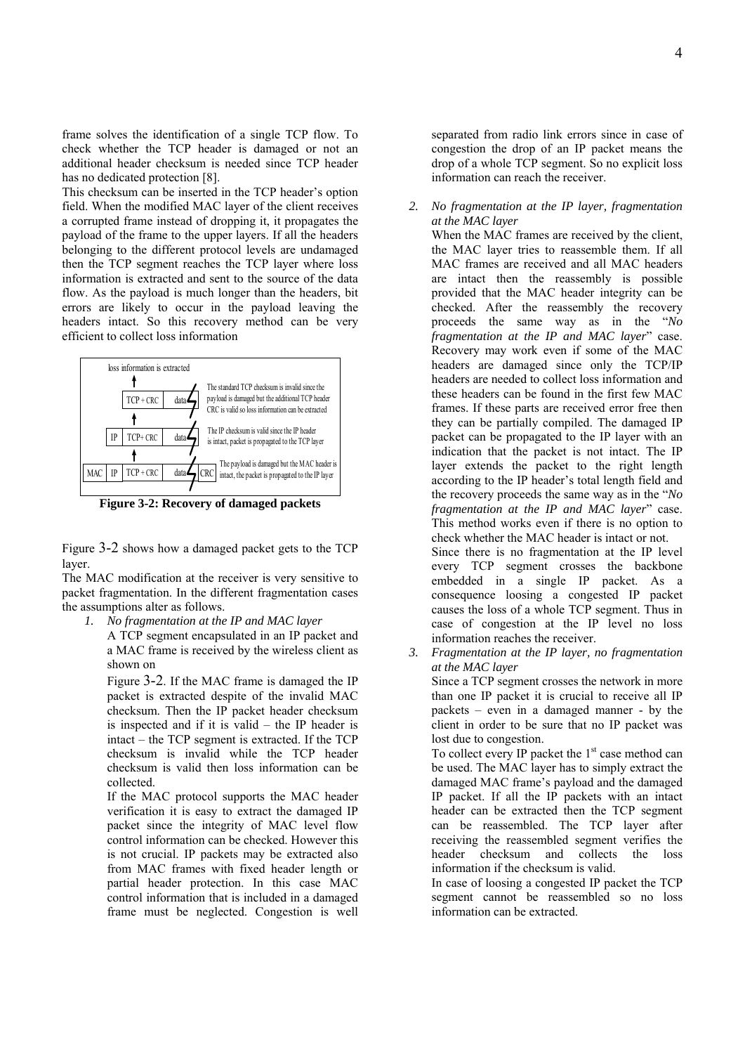frame solves the identification of a single TCP flow. To check whether the TCP header is damaged or not an additional header checksum is needed since TCP header has no dedicated protection [8].

This checksum can be inserted in the TCP header's option field. When the modified MAC layer of the client receives a corrupted frame instead of dropping it, it propagates the payload of the frame to the upper layers. If all the headers belonging to the different protocol levels are undamaged then the TCP segment reaches the TCP layer where loss information is extracted and sent to the source of the data flow. As the payload is much longer than the headers, bit errors are likely to occur in the payload leaving the headers intact. So this recovery method can be very efficient to collect loss information

loss information is extracted

TCP + CRC | data — The standard TCP checksum is invalid since the payload is damaged but the additional TCP header CRC is valid so loss information can be extracted

IP | TCP+ CRC | data — The IP checksum is valid since the IP header is intact, packet is propagated to the TCP layer

MAC | IP | TCP + CRC | data | CRC — The payload is damaged but the MAC header is intact, the packet is propagated to the IP layer

**Figure 3-2: Recovery of damaged packets**

Figure 3-2 shows how a damaged packet gets to the TCP layer.

The MAC modification at the receiver is very sensitive to packet fragmentation. In the different fragmentation cases the assumptions alter as follows.

1. *No fragmentation at the IP and MAC layer*

   A TCP segment encapsulated in an IP packet and a MAC frame is received by the wireless client as shown on

   Figure 3-2. If the MAC frame is damaged the IP packet is extracted despite of the invalid MAC checksum. Then the IP packet header checksum is inspected and if it is valid – the IP header is intact – the TCP segment is extracted. If the TCP checksum is invalid while the TCP header checksum is valid then loss information can be collected.

   If the MAC protocol supports the MAC header verification it is easy to extract the damaged IP packet since the integrity of MAC level flow control information can be checked. However this is not crucial. IP packets may be extracted also from MAC frames with fixed header length or partial header protection. In this case MAC control information that is included in a damaged frame must be neglected. Congestion is well separated from radio link errors since in case of congestion the drop of an IP packet means the drop of a whole TCP segment. So no explicit loss information can reach the receiver.

2. *No fragmentation at the IP layer, fragmentation at the MAC layer*

   When the MAC frames are received by the client, the MAC layer tries to reassemble them. If all MAC frames are received and all MAC headers are intact then the reassembly is possible provided that the MAC header integrity can be checked. After the reassembly the recovery proceeds the same way as in the "*No fragmentation at the IP and MAC layer*" case. Recovery may work even if some of the MAC headers are damaged since only the TCP/IP headers are needed to collect loss information and these headers can be found in the first few MAC frames. If these parts are received error free then they can be partially compiled. The damaged IP packet can be propagated to the IP layer with an indication that the packet is not intact. The IP layer extends the packet to the right length according to the IP header's total length field and the recovery proceeds the same way as in the "*No fragmentation at the IP and MAC layer*" case. This method works even if there is no option to check whether the MAC header is intact or not.

   Since there is no fragmentation at the IP level every TCP segment crosses the backbone embedded in a single IP packet. As a consequence loosing a congested IP packet causes the loss of a whole TCP segment. Thus in case of congestion at the IP level no loss information reaches the receiver.

3. *Fragmentation at the IP layer, no fragmentation at the MAC layer*

   Since a TCP segment crosses the network in more than one IP packet it is crucial to receive all IP packets – even in a damaged manner - by the client in order to be sure that no IP packet was lost due to congestion.

   To collect every IP packet the 1st case method can be used. The MAC layer has to simply extract the damaged MAC frame's payload and the damaged IP packet. If all the IP packets with an intact header can be extracted then the TCP segment can be reassembled. The TCP layer after receiving the reassembled segment verifies the header checksum and collects the loss information if the checksum is valid.

   In case of loosing a congested IP packet the TCP segment cannot be reassembled so no loss information can be extracted.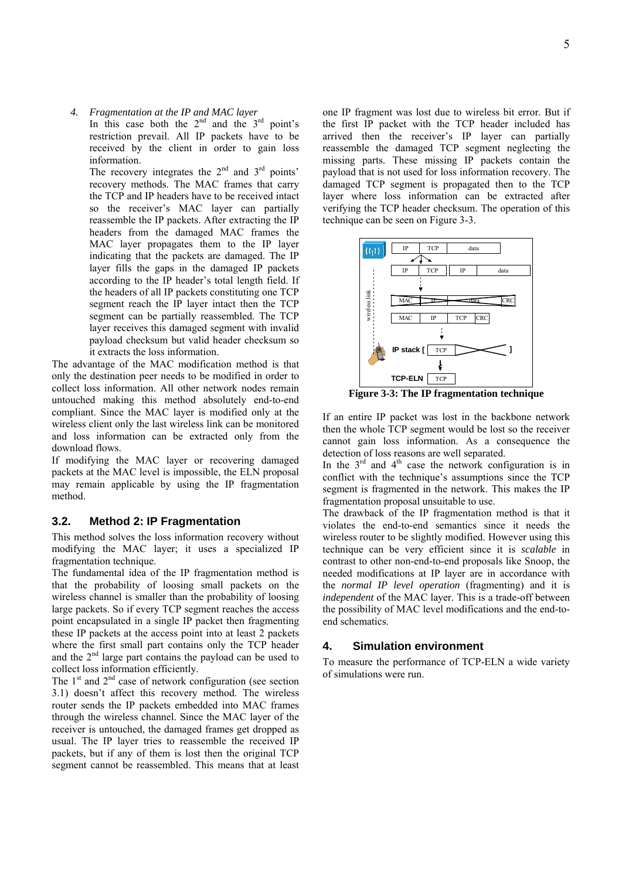4. *Fragmentation at the IP and MAC layer*
   In this case both the 2nd and the 3rd point's restriction prevail. All IP packets have to be received by the client in order to gain loss information.
   The recovery integrates the 2nd and 3rd points' recovery methods. The MAC frames that carry the TCP and IP headers have to be received intact so the receiver's MAC layer can partially reassemble the IP packets. After extracting the IP headers from the damaged MAC frames the MAC layer propagates them to the IP layer indicating that the packets are damaged. The IP layer fills the gaps in the damaged IP packets according to the IP header's total length field. If the headers of all IP packets constituting one TCP segment reach the IP layer intact then the TCP segment can be partially reassembled. The TCP layer receives this damaged segment with invalid payload checksum but valid header checksum so it extracts the loss information.

The advantage of the MAC modification method is that only the destination peer needs to be modified in order to collect loss information. All other network nodes remain untouched making this method absolutely end-to-end compliant. Since the MAC layer is modified only at the wireless client only the last wireless link can be monitored and loss information can be extracted only from the download flows.

If modifying the MAC layer or recovering damaged packets at the MAC level is impossible, the ELN proposal may remain applicable by using the IP fragmentation method.

## 3.2. Method 2: IP Fragmentation

This method solves the loss information recovery without modifying the MAC layer; it uses a specialized IP fragmentation technique.

The fundamental idea of the IP fragmentation method is that the probability of loosing small packets on the wireless channel is smaller than the probability of loosing large packets. So if every TCP segment reaches the access point encapsulated in a single IP packet then fragmenting these IP packets at the access point into at least 2 packets where the first small part contains only the TCP header and the 2nd large part contains the payload can be used to collect loss information efficiently.

The 1st and 2nd case of network configuration (see section 3.1) doesn't affect this recovery method. The wireless router sends the IP packets embedded into MAC frames through the wireless channel. Since the MAC layer of the receiver is untouched, the damaged frames get dropped as usual. The IP layer tries to reassemble the received IP packets, but if any of them is lost then the original TCP segment cannot be reassembled. This means that at least one IP fragment was lost due to wireless bit error. But if the first IP packet with the TCP header included has arrived then the receiver's IP layer can partially reassemble the damaged TCP segment neglecting the missing parts. These missing IP packets contain the payload that is not used for loss information recovery. The damaged TCP segment is propagated then to the TCP layer where loss information can be extracted after verifying the TCP header checksum. The operation of this technique can be seen on Figure 3-3.

**Figure 3-3: The IP fragmentation technique**

If an entire IP packet was lost in the backbone network then the whole TCP segment would be lost so the receiver cannot gain loss information. As a consequence the detection of loss reasons are well separated.

In the 3rd and 4th case the network configuration is in conflict with the technique's assumptions since the TCP segment is fragmented in the network. This makes the IP fragmentation proposal unsuitable to use.

The drawback of the IP fragmentation method is that it violates the end-to-end semantics since it needs the wireless router to be slightly modified. However using this technique can be very efficient since it is *scalable* in contrast to other non-end-to-end proposals like Snoop, the needed modifications at IP layer are in accordance with the *normal IP level operation* (fragmenting) and it is *independent* of the MAC layer. This is a trade-off between the possibility of MAC level modifications and the end-to-end schematics.

## 4. Simulation environment

To measure the performance of TCP-ELN a wide variety of simulations were run.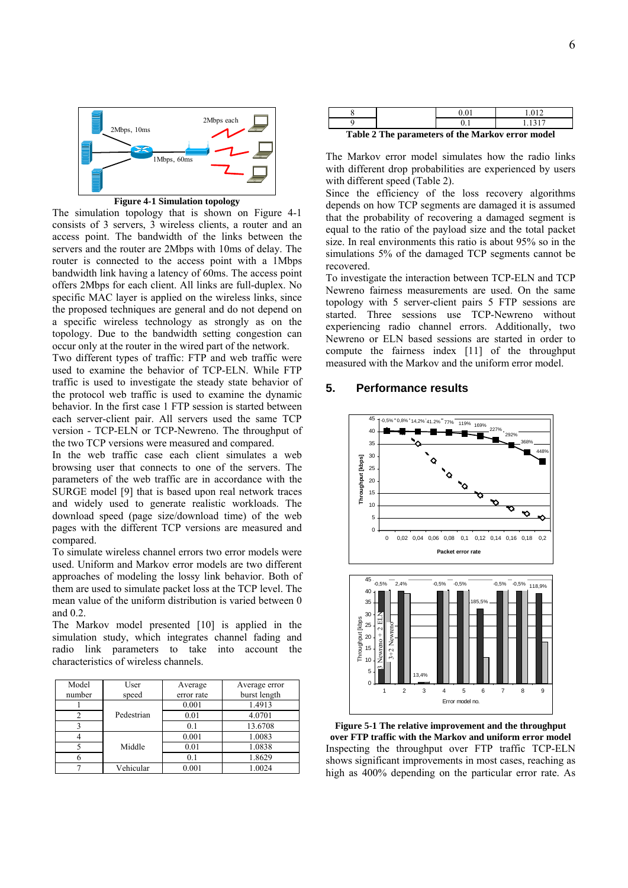Figure 4-1 Simulation topology

The simulation topology that is shown on Figure 4-1 consists of 3 servers, 3 wireless clients, a router and an access point. The bandwidth of the links between the servers and the router are 2Mbps with 10ms of delay. The router is connected to the access point with a 1Mbps bandwidth link having a latency of 60ms. The access point offers 2Mbps for each client. All links are full-duplex. No specific MAC layer is applied on the wireless links, since the proposed techniques are general and do not depend on a specific wireless technology as strongly as on the topology. Due to the bandwidth setting congestion can occur only at the router in the wired part of the network.

Two different types of traffic: FTP and web traffic were used to examine the behavior of TCP-ELN. While FTP traffic is used to investigate the steady state behavior of the protocol web traffic is used to examine the dynamic behavior. In the first case 1 FTP session is started between each server-client pair. All servers used the same TCP version - TCP-ELN or TCP-Newreno. The throughput of the two TCP versions were measured and compared.

In the web traffic case each client simulates a web browsing user that connects to one of the servers. The parameters of the web traffic are in accordance with the SURGE model [9] that is based upon real network traces and widely used to generate realistic workloads. The download speed (page size/download time) of the web pages with the different TCP versions are measured and compared.

To simulate wireless channel errors two error models were used. Uniform and Markov error models are two different approaches of modeling the lossy link behavior. Both of them are used to simulate packet loss at the TCP level. The mean value of the uniform distribution is varied between 0 and 0.2.

The Markov model presented [10] is applied in the simulation study, which integrates channel fading and radio link parameters to take into account the characteristics of wireless channels.

| Model number | User speed | Average error rate | Average error burst length |
|---|---|---|---|
| 1 | Pedestrian | 0.001 | 1.4913 |
| 2 | | 0.01 | 4.0701 |
| 3 | | 0.1 | 13.6708 |
| 4 | Middle | 0.001 | 1.0083 |
| 5 | | 0.01 | 1.0838 |
| 6 | | 0.1 | 1.8629 |
| 7 | Vehicular | 0.001 | 1.0024 |
| 8 | | 0.01 | 1.012 |
| 9 | | 0.1 | 1.1317 |

Table 2 The parameters of the Markov error model

The Markov error model simulates how the radio links with different drop probabilities are experienced by users with different speed (Table 2).

Since the efficiency of the loss recovery algorithms depends on how TCP segments are damaged it is assumed that the probability of recovering a damaged segment is equal to the ratio of the payload size and the total packet size. In real environments this ratio is about 95% so in the simulations 5% of the damaged TCP segments cannot be recovered.

To investigate the interaction between TCP-ELN and TCP Newreno fairness measurements are used. On the same topology with 5 server-client pairs 5 FTP sessions are started. Three sessions use TCP-Newreno without experiencing radio channel errors. Additionally, two Newreno or ELN based sessions are started in order to compute the fairness index [11] of the throughput measured with the Markov and the uniform error model.

## 5. Performance results

Figure 5-1 The relative improvement and the throughput over FTP traffic with the Markov and uniform error model

Inspecting the throughput over FTP traffic TCP-ELN shows significant improvements in most cases, reaching as high as 400% depending on the particular error rate. As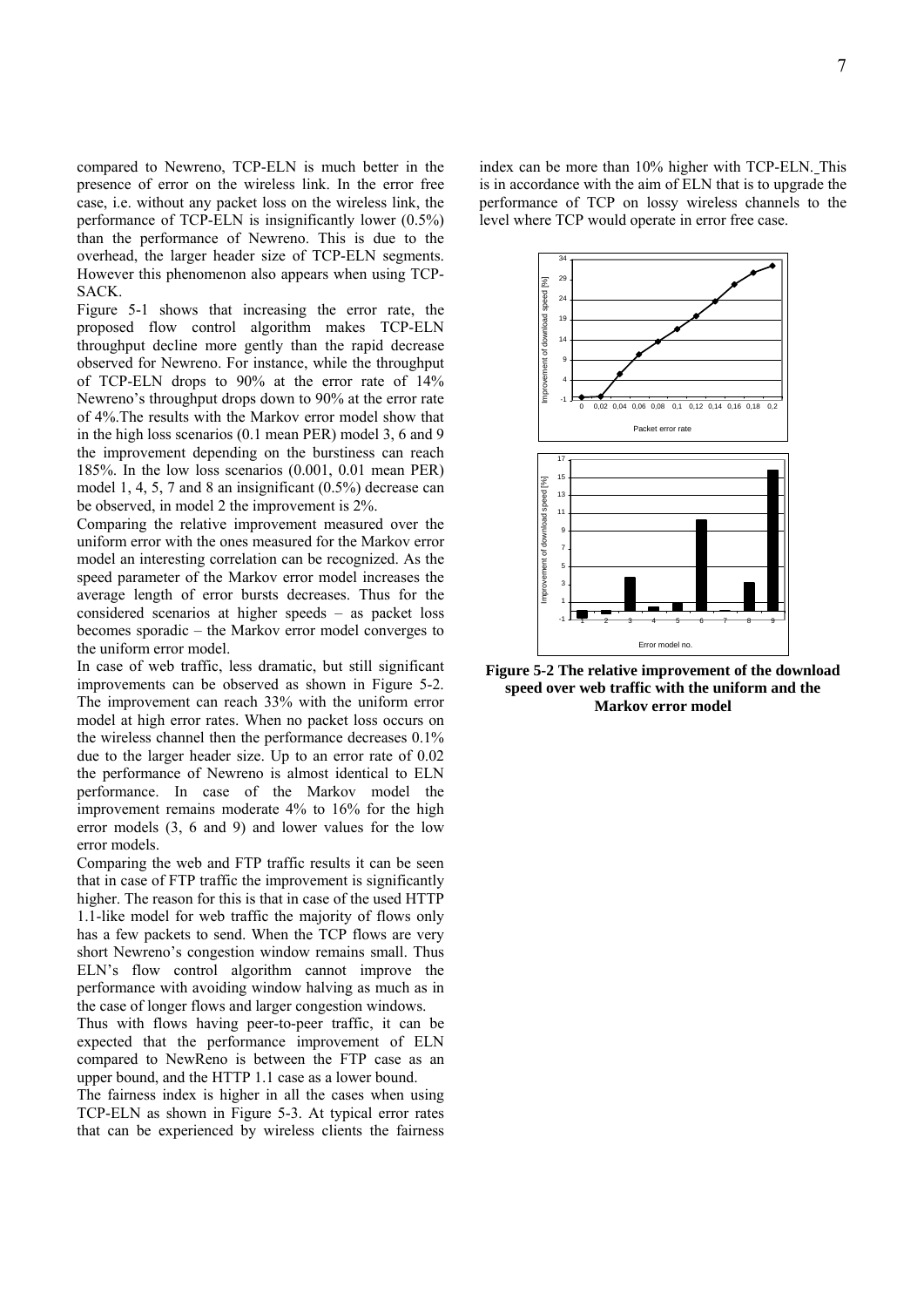compared to Newreno, TCP-ELN is much better in the presence of error on the wireless link. In the error free case, i.e. without any packet loss on the wireless link, the performance of TCP-ELN is insignificantly lower (0.5%) than the performance of Newreno. This is due to the overhead, the larger header size of TCP-ELN segments. However this phenomenon also appears when using TCP-SACK.

Figure 5-1 shows that increasing the error rate, the proposed flow control algorithm makes TCP-ELN throughput decline more gently than the rapid decrease observed for Newreno. For instance, while the throughput of TCP-ELN drops to 90% at the error rate of 14% Newreno's throughput drops down to 90% at the error rate of 4%.The results with the Markov error model show that in the high loss scenarios (0.1 mean PER) model 3, 6 and 9 the improvement depending on the burstiness can reach 185%. In the low loss scenarios (0.001, 0.01 mean PER) model 1, 4, 5, 7 and 8 an insignificant (0.5%) decrease can be observed, in model 2 the improvement is 2%.

Comparing the relative improvement measured over the uniform error with the ones measured for the Markov error model an interesting correlation can be recognized. As the speed parameter of the Markov error model increases the average length of error bursts decreases. Thus for the considered scenarios at higher speeds – as packet loss becomes sporadic – the Markov error model converges to the uniform error model.

In case of web traffic, less dramatic, but still significant improvements can be observed as shown in Figure 5-2. The improvement can reach 33% with the uniform error model at high error rates. When no packet loss occurs on the wireless channel then the performance decreases 0.1% due to the larger header size. Up to an error rate of 0.02 the performance of Newreno is almost identical to ELN performance. In case of the Markov model the improvement remains moderate 4% to 16% for the high error models (3, 6 and 9) and lower values for the low error models.

Comparing the web and FTP traffic results it can be seen that in case of FTP traffic the improvement is significantly higher. The reason for this is that in case of the used HTTP 1.1-like model for web traffic the majority of flows only has a few packets to send. When the TCP flows are very short Newreno's congestion window remains small. Thus ELN's flow control algorithm cannot improve the performance with avoiding window halving as much as in the case of longer flows and larger congestion windows.

Thus with flows having peer-to-peer traffic, it can be expected that the performance improvement of ELN compared to NewReno is between the FTP case as an upper bound, and the HTTP 1.1 case as a lower bound.

The fairness index is higher in all the cases when using TCP-ELN as shown in Figure 5-3. At typical error rates that can be experienced by wireless clients the fairness index can be more than 10% higher with TCP-ELN. This is in accordance with the aim of ELN that is to upgrade the performance of TCP on lossy wireless channels to the level where TCP would operate in error free case.

**Figure 5-2 The relative improvement of the download speed over web traffic with the uniform and the Markov error model**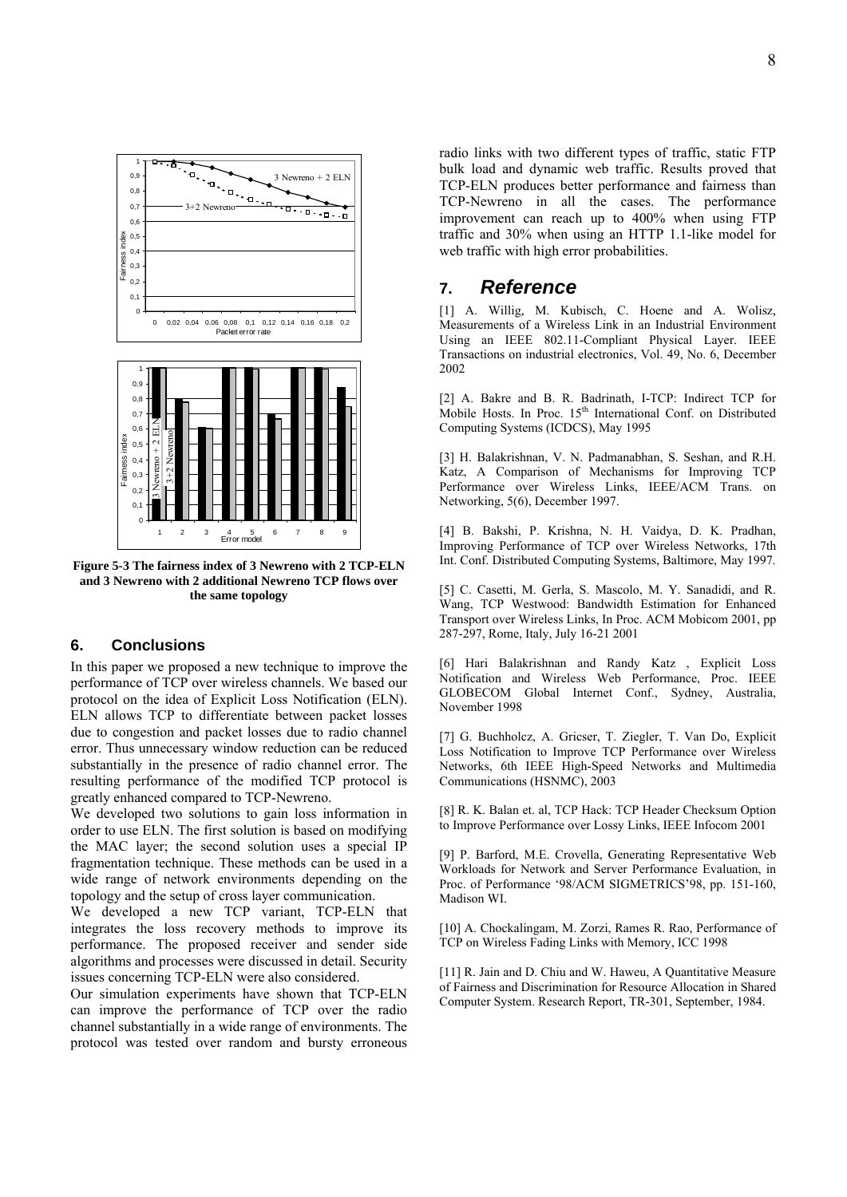1
0,9
0,8
0,7
0,6
0,5
0,4
0,3
0,2
0,1
0
Fairness index
0 0,02 0,04 0,06 0,08 0,1 0,12 0,14 0,16 0,18 0,2
Packet error rate
3 Newreno + 2 ELN
3+2 Newreno

1
0,9
0,8
0,7
0,6
0,5
0,4
0,3
0,2
0,1
0
Fairness index
1 2 3 4 5 6 7 8 9
Error model
3 Newreno + 2 ELN
3+2 Newreno

**Figure 5-3 The fairness index of 3 Newreno with 2 TCP-ELN and 3 Newreno with 2 additional Newreno TCP flows over the same topology**

## 6. Conclusions

In this paper we proposed a new technique to improve the performance of TCP over wireless channels. We based our protocol on the idea of Explicit Loss Notification (ELN). ELN allows TCP to differentiate between packet losses due to congestion and packet losses due to radio channel error. Thus unnecessary window reduction can be reduced substantially in the presence of radio channel error. The resulting performance of the modified TCP protocol is greatly enhanced compared to TCP-Newreno.

We developed two solutions to gain loss information in order to use ELN. The first solution is based on modifying the MAC layer; the second solution uses a special IP fragmentation technique. These methods can be used in a wide range of network environments depending on the topology and the setup of cross layer communication.

We developed a new TCP variant, TCP-ELN that integrates the loss recovery methods to improve its performance. The proposed receiver and sender side algorithms and processes were discussed in detail. Security issues concerning TCP-ELN were also considered.

Our simulation experiments have shown that TCP-ELN can improve the performance of TCP over the radio channel substantially in a wide range of environments. The protocol was tested over random and bursty erroneous radio links with two different types of traffic, static FTP bulk load and dynamic web traffic. Results proved that TCP-ELN produces better performance and fairness than TCP-Newreno in all the cases. The performance improvement can reach up to 400% when using FTP traffic and 30% when using an HTTP 1.1-like model for web traffic with high error probabilities.

## 7. *Reference*

[1] A. Willig, M. Kubisch, C. Hoene and A. Wolisz, Measurements of a Wireless Link in an Industrial Environment Using an IEEE 802.11-Compliant Physical Layer. IEEE Transactions on industrial electronics, Vol. 49, No. 6, December 2002

[2] A. Bakre and B. R. Badrinath, I-TCP: Indirect TCP for Mobile Hosts. In Proc. 15th International Conf. on Distributed Computing Systems (ICDCS), May 1995

[3] H. Balakrishnan, V. N. Padmanabhan, S. Seshan, and R.H. Katz, A Comparison of Mechanisms for Improving TCP Performance over Wireless Links, IEEE/ACM Trans. on Networking, 5(6), December 1997.

[4] B. Bakshi, P. Krishna, N. H. Vaidya, D. K. Pradhan, Improving Performance of TCP over Wireless Networks, 17th Int. Conf. Distributed Computing Systems, Baltimore, May 1997.

[5] C. Casetti, M. Gerla, S. Mascolo, M. Y. Sanadidi, and R. Wang, TCP Westwood: Bandwidth Estimation for Enhanced Transport over Wireless Links, In Proc. ACM Mobicom 2001, pp 287-297, Rome, Italy, July 16-21 2001

[6] Hari Balakrishnan and Randy Katz , Explicit Loss Notification and Wireless Web Performance, Proc. IEEE GLOBECOM Global Internet Conf., Sydney, Australia, November 1998

[7] G. Buchholcz, A. Gricser, T. Ziegler, T. Van Do, Explicit Loss Notification to Improve TCP Performance over Wireless Networks, 6th IEEE High-Speed Networks and Multimedia Communications (HSNMC), 2003

[8] R. K. Balan et. al, TCP Hack: TCP Header Checksum Option to Improve Performance over Lossy Links, IEEE Infocom 2001

[9] P. Barford, M.E. Crovella, Generating Representative Web Workloads for Network and Server Performance Evaluation, in Proc. of Performance '98/ACM SIGMETRICS'98, pp. 151-160, Madison WI.

[10] A. Chockalingam, M. Zorzi, Rames R. Rao, Performance of TCP on Wireless Fading Links with Memory, ICC 1998

[11] R. Jain and D. Chiu and W. Haweu, A Quantitative Measure of Fairness and Discrimination for Resource Allocation in Shared Computer System. Research Report, TR-301, September, 1984.